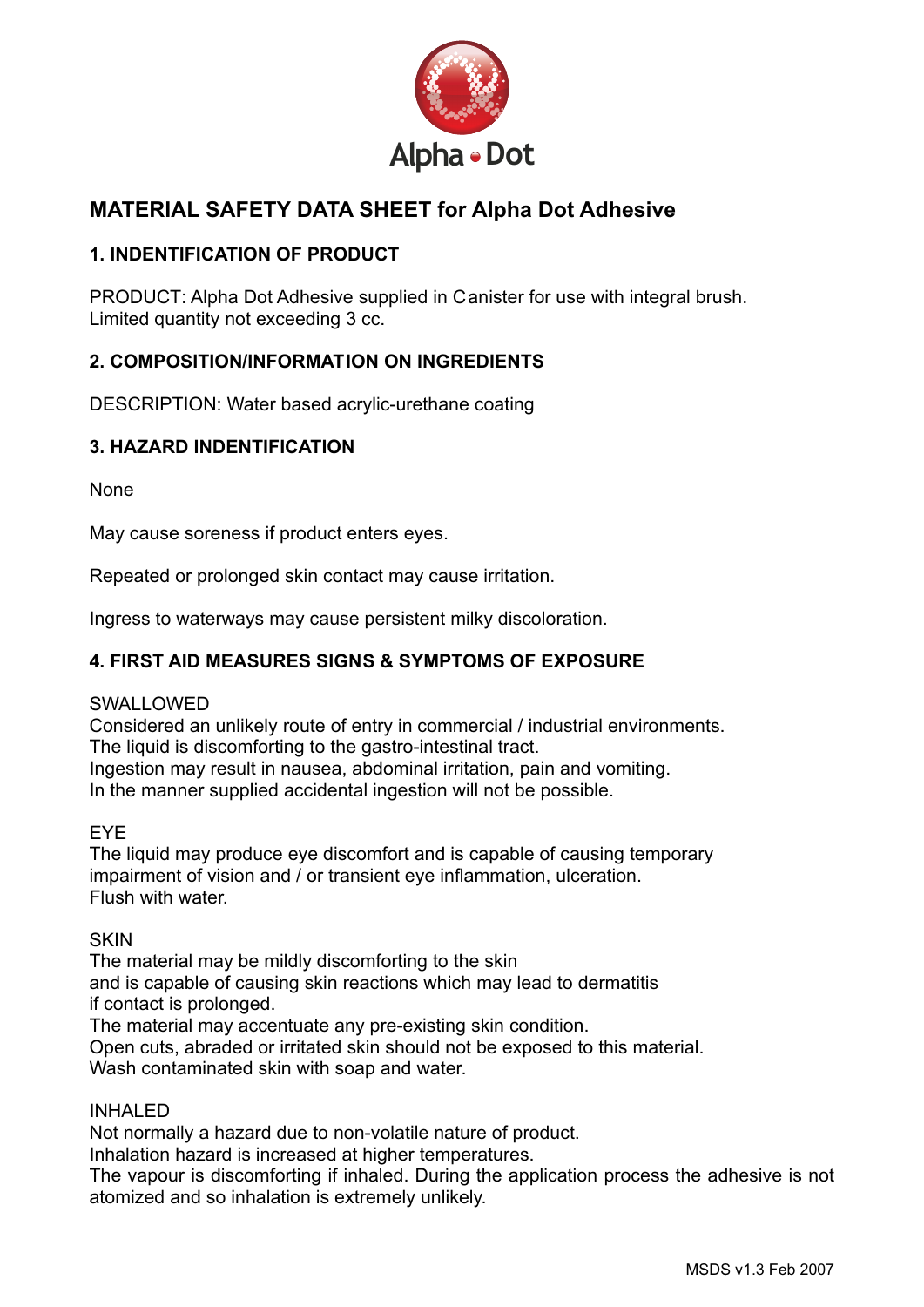Alpha • Dot

# MATERIAL SAFETY DATA SHEET for Alpha Dot Adhesive

## 1. INDENTIFICATION OF PRODUCT

PRODUCT: Alpha Dot Adhesive supplied in Canister for use with integral brush.
Limited quantity not exceeding 3 cc.

## 2. COMPOSITION/INFORMATION ON INGREDIENTS

DESCRIPTION: Water based acrylic-urethane coating

## 3. HAZARD INDENTIFICATION

None

May cause soreness if product enters eyes.

Repeated or prolonged skin contact may cause irritation.

Ingress to waterways may cause persistent milky discoloration.

## 4. FIRST AID MEASURES SIGNS & SYMPTOMS OF EXPOSURE

SWALLOWED
Considered an unlikely route of entry in commercial / industrial environments.
The liquid is discomforting to the gastro-intestinal tract.
Ingestion may result in nausea, abdominal irritation, pain and vomiting.
In the manner supplied accidental ingestion will not be possible.

EYE
The liquid may produce eye discomfort and is capable of causing temporary impairment of vision and / or transient eye inflammation, ulceration.
Flush with water.

SKIN
The material may be mildly discomforting to the skin and is capable of causing skin reactions which may lead to dermatitis if contact is prolonged.
The material may accentuate any pre-existing skin condition.
Open cuts, abraded or irritated skin should not be exposed to this material.
Wash contaminated skin with soap and water.

INHALED
Not normally a hazard due to non-volatile nature of product.
Inhalation hazard is increased at higher temperatures.
The vapour is discomforting if inhaled. During the application process the adhesive is not atomized and so inhalation is extremely unlikely.

MSDS v1.3 Feb 2007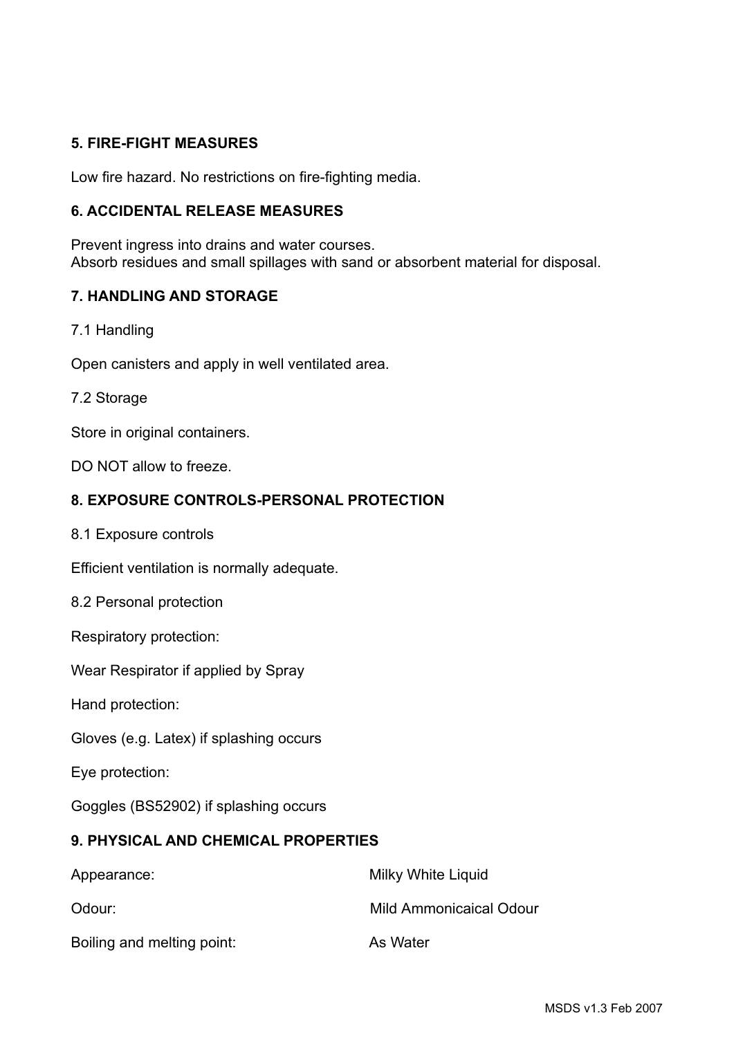## 5. FIRE-FIGHT MEASURES

Low fire hazard. No restrictions on fire-fighting media.

## 6. ACCIDENTAL RELEASE MEASURES

Prevent ingress into drains and water courses.
Absorb residues and small spillages with sand or absorbent material for disposal.

## 7. HANDLING AND STORAGE

7.1 Handling

Open canisters and apply in well ventilated area.

7.2 Storage

Store in original containers.

DO NOT allow to freeze.

## 8. EXPOSURE CONTROLS-PERSONAL PROTECTION

8.1 Exposure controls

Efficient ventilation is normally adequate.

8.2 Personal protection

Respiratory protection:

Wear Respirator if applied by Spray

Hand protection:

Gloves (e.g. Latex) if splashing occurs

Eye protection:

Goggles (BS52902) if splashing occurs

## 9. PHYSICAL AND CHEMICAL PROPERTIES

| | |
|---|---|
| Appearance: | Milky White Liquid |
| Odour: | Mild Ammonicaical Odour |
| Boiling and melting point: | As Water |

MSDS v1.3 Feb 2007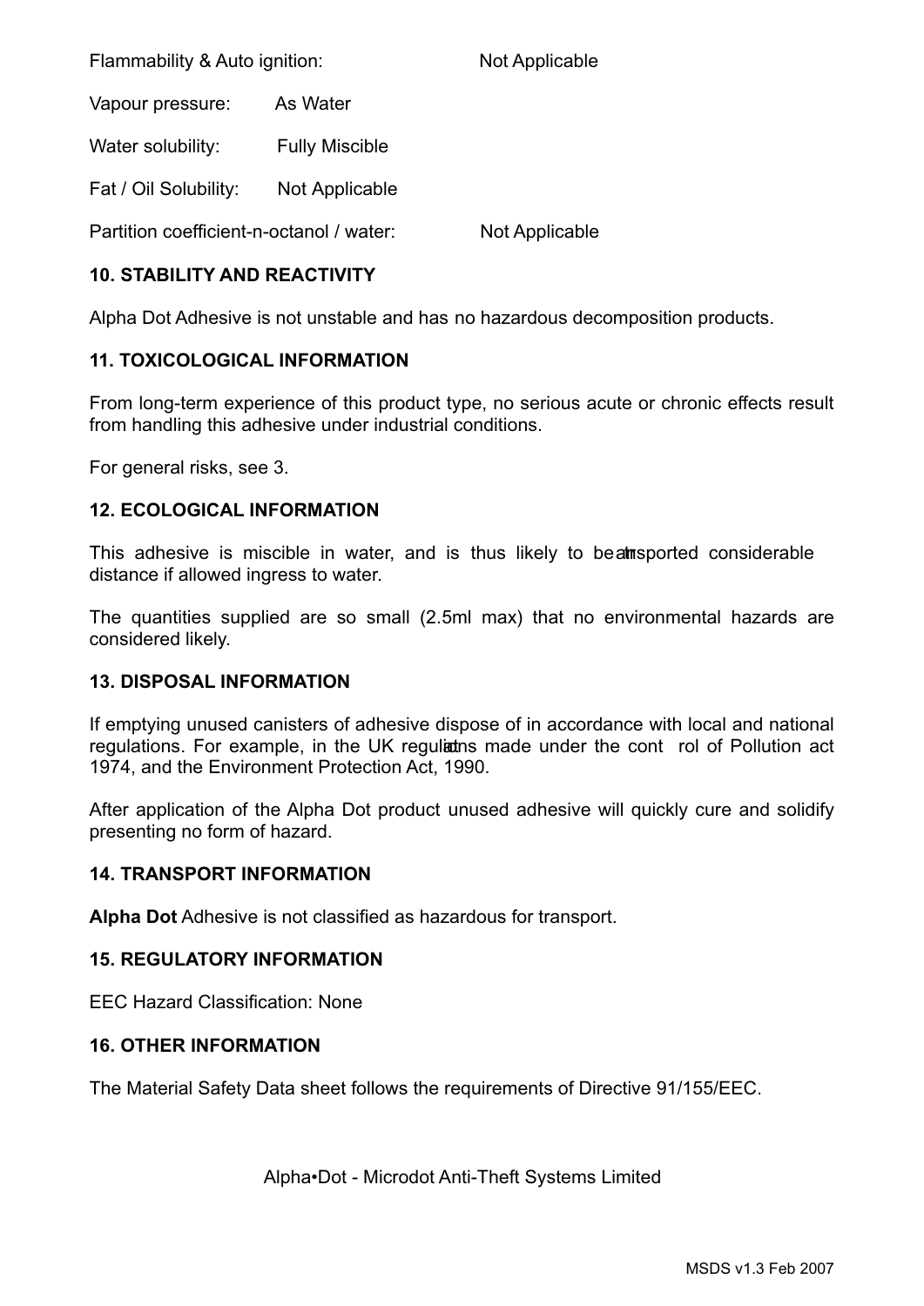Flammability & Auto ignition: Not Applicable

Vapour pressure: As Water

Water solubility: Fully Miscible

Fat / Oil Solubility: Not Applicable

Partition coefficient-n-octanol / water: Not Applicable

### 10. STABILITY AND REACTIVITY

Alpha Dot Adhesive is not unstable and has no hazardous decomposition products.

### 11. TOXICOLOGICAL INFORMATION

From long-term experience of this product type, no serious acute or chronic effects result from handling this adhesive under industrial conditions.

For general risks, see 3.

### 12. ECOLOGICAL INFORMATION

This adhesive is miscible in water, and is thus likely to be transported considerable distance if allowed ingress to water.

The quantities supplied are so small (2.5ml max) that no environmental hazards are considered likely.

### 13. DISPOSAL INFORMATION

If emptying unused canisters of adhesive dispose of in accordance with local and national regulations. For example, in the UK regulations made under the control of Pollution act 1974, and the Environment Protection Act, 1990.

After application of the Alpha Dot product unused adhesive will quickly cure and solidify presenting no form of hazard.

### 14. TRANSPORT INFORMATION

**Alpha Dot** Adhesive is not classified as hazardous for transport.

### 15. REGULATORY INFORMATION

EEC Hazard Classification: None

### 16. OTHER INFORMATION

The Material Safety Data sheet follows the requirements of Directive 91/155/EEC.

Alpha•Dot - Microdot Anti-Theft Systems Limited

MSDS v1.3 Feb 2007